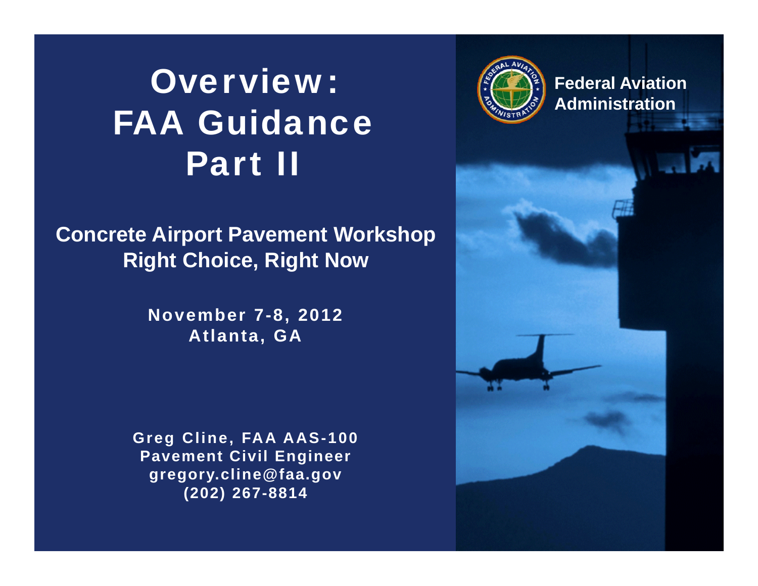# Overview: FAA Guidance Part II

**Concrete Airport Pavement Workshop**
**Right Choice, Right Now**

**November 7-8, 2012**
**Atlanta, GA**

**Greg Cline, FAA AAS-100**
**Pavement Civil Engineer**
**gregory.cline@faa.gov**
**(202) 267-8814**

**Federal Aviation Administration**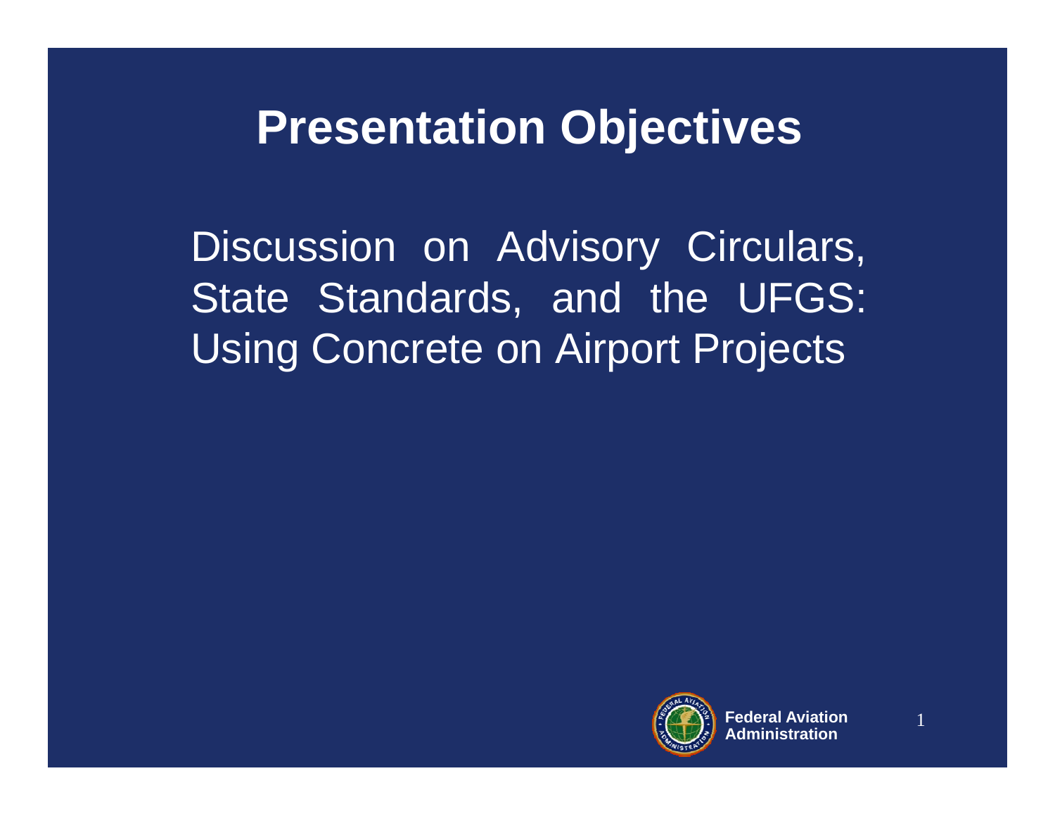# Presentation Objectives

Discussion on Advisory Circulars, State Standards, and the UFGS: Using Concrete on Airport Projects

Federal Aviation Administration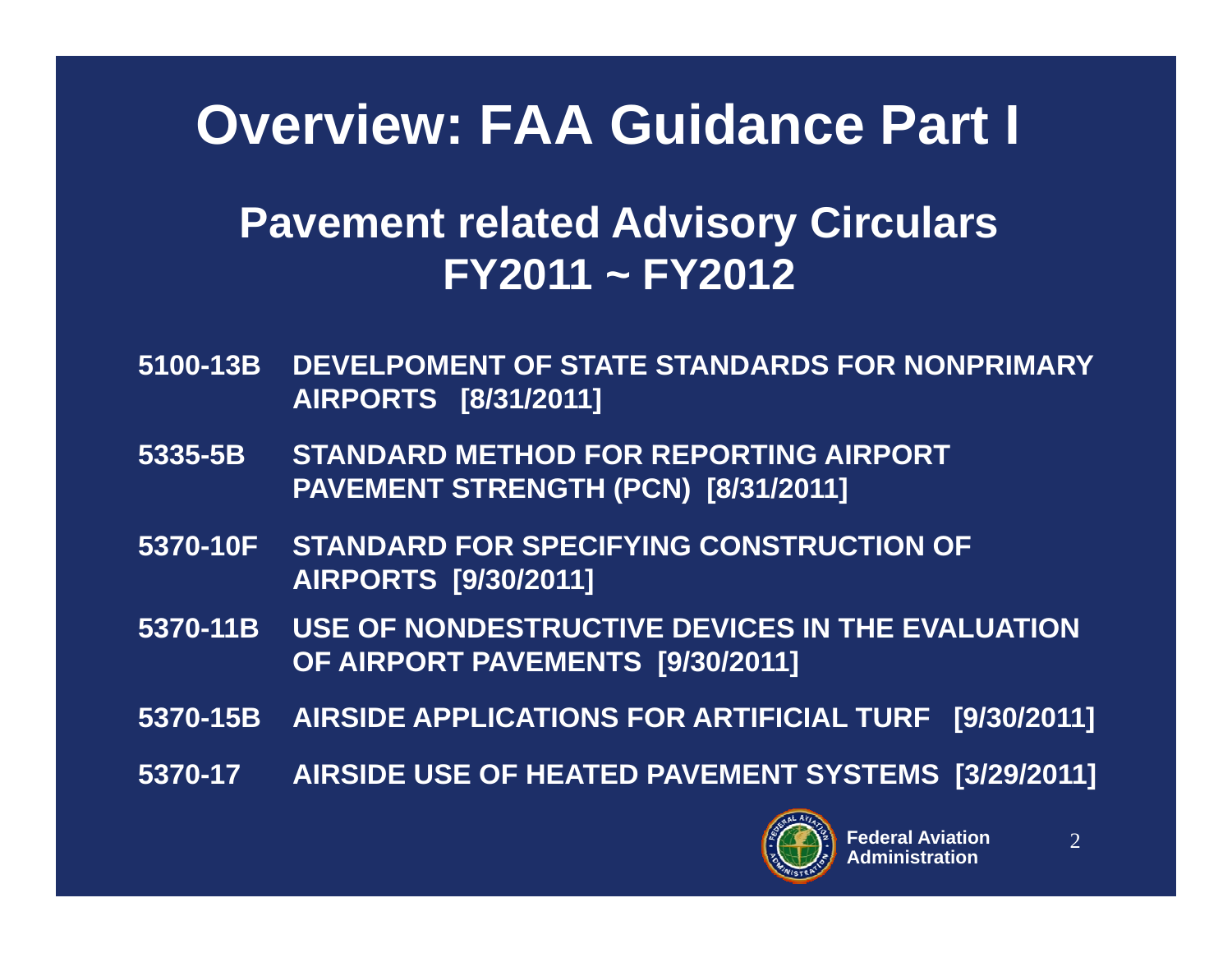# Overview: FAA Guidance Part I

## Pavement related Advisory Circulars FY2011 ~ FY2012

| | |
|---|---|
| **5100-13B** | **DEVELPOMENT OF STATE STANDARDS FOR NONPRIMARY AIRPORTS [8/31/2011]** |
| **5335-5B** | **STANDARD METHOD FOR REPORTING AIRPORT PAVEMENT STRENGTH (PCN) [8/31/2011]** |
| **5370-10F** | **STANDARD FOR SPECIFYING CONSTRUCTION OF AIRPORTS [9/30/2011]** |
| **5370-11B** | **USE OF NONDESTRUCTIVE DEVICES IN THE EVALUATION OF AIRPORT PAVEMENTS [9/30/2011]** |
| **5370-15B** | **AIRSIDE APPLICATIONS FOR ARTIFICIAL TURF [9/30/2011]** |
| **5370-17** | **AIRSIDE USE OF HEATED PAVEMENT SYSTEMS [3/29/2011]** |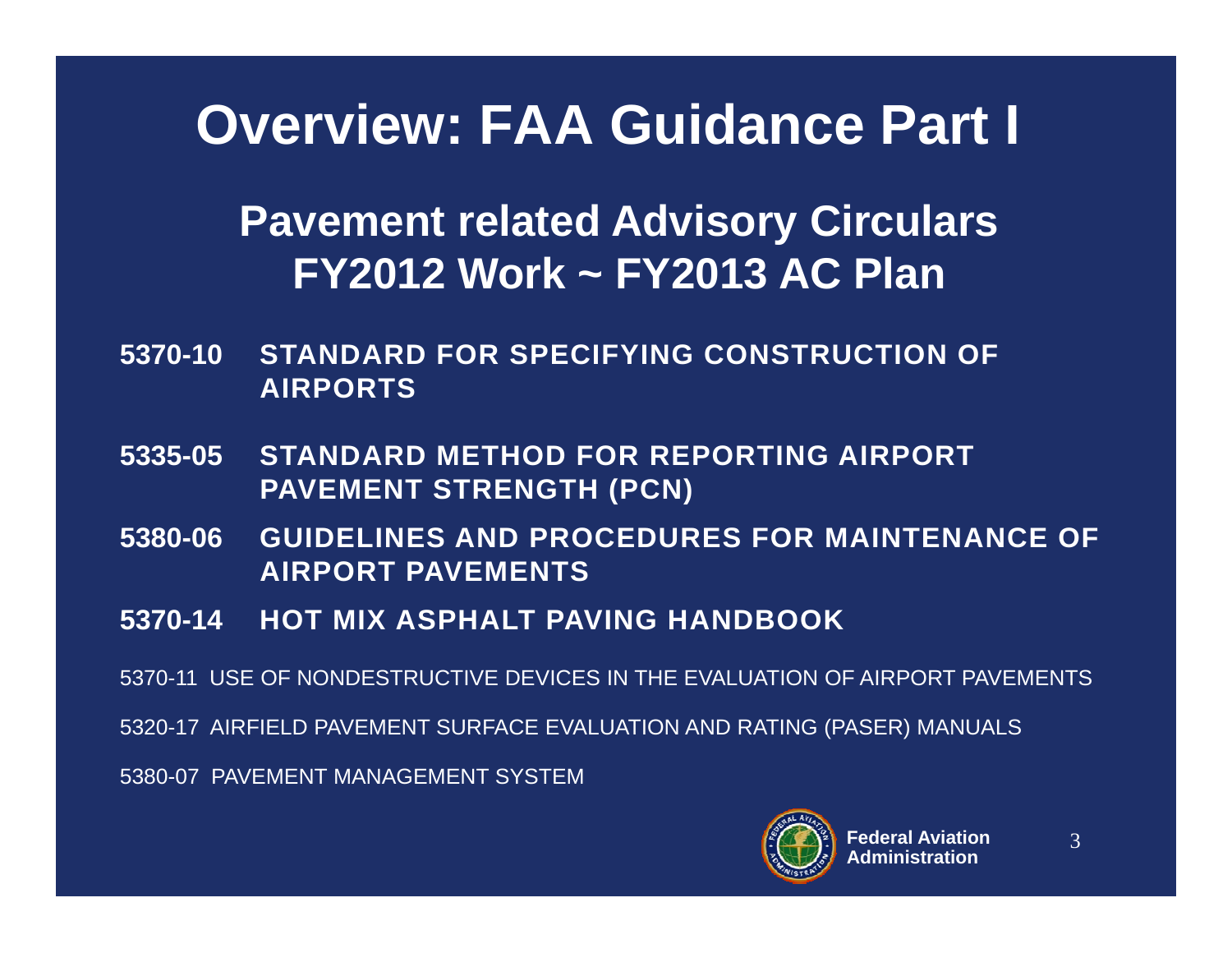# Overview: FAA Guidance Part I

## Pavement related Advisory Circulars FY2012 Work ~ FY2013 AC Plan

**5370-10 STANDARD FOR SPECIFYING CONSTRUCTION OF AIRPORTS**

**5335-05 STANDARD METHOD FOR REPORTING AIRPORT PAVEMENT STRENGTH (PCN)**

**5380-06 GUIDELINES AND PROCEDURES FOR MAINTENANCE OF AIRPORT PAVEMENTS**

**5370-14 HOT MIX ASPHALT PAVING HANDBOOK**

5370-11 USE OF NONDESTRUCTIVE DEVICES IN THE EVALUATION OF AIRPORT PAVEMENTS

5320-17 AIRFIELD PAVEMENT SURFACE EVALUATION AND RATING (PASER) MANUALS

5380-07 PAVEMENT MANAGEMENT SYSTEM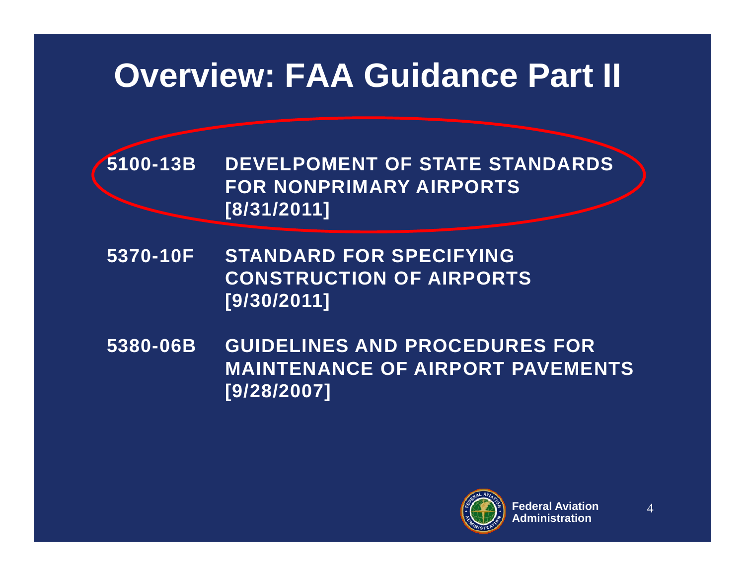# Overview: FAA Guidance Part II

**5100-13B** **DEVELPOMENT OF STATE STANDARDS FOR NONPRIMARY AIRPORTS [8/31/2011]**

**5370-10F** **STANDARD FOR SPECIFYING CONSTRUCTION OF AIRPORTS [9/30/2011]**

**5380-06B** **GUIDELINES AND PROCEDURES FOR MAINTENANCE OF AIRPORT PAVEMENTS [9/28/2007]**

Federal Aviation Administration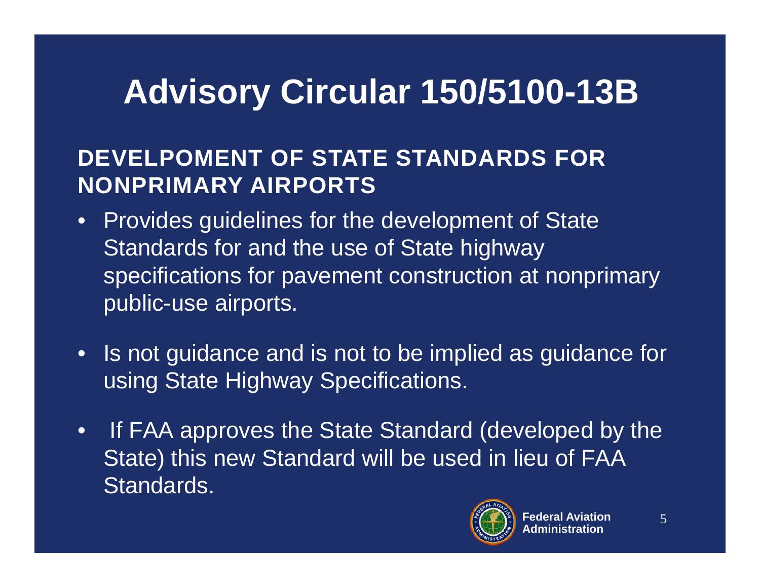# Advisory Circular 150/5100-13B

## DEVELPOMENT OF STATE STANDARDS FOR NONPRIMARY AIRPORTS

- Provides guidelines for the development of State Standards for and the use of State highway specifications for pavement construction at nonprimary public-use airports.
- Is not guidance and is not to be implied as guidance for using State Highway Specifications.
- If FAA approves the State Standard (developed by the State) this new Standard will be used in lieu of FAA Standards.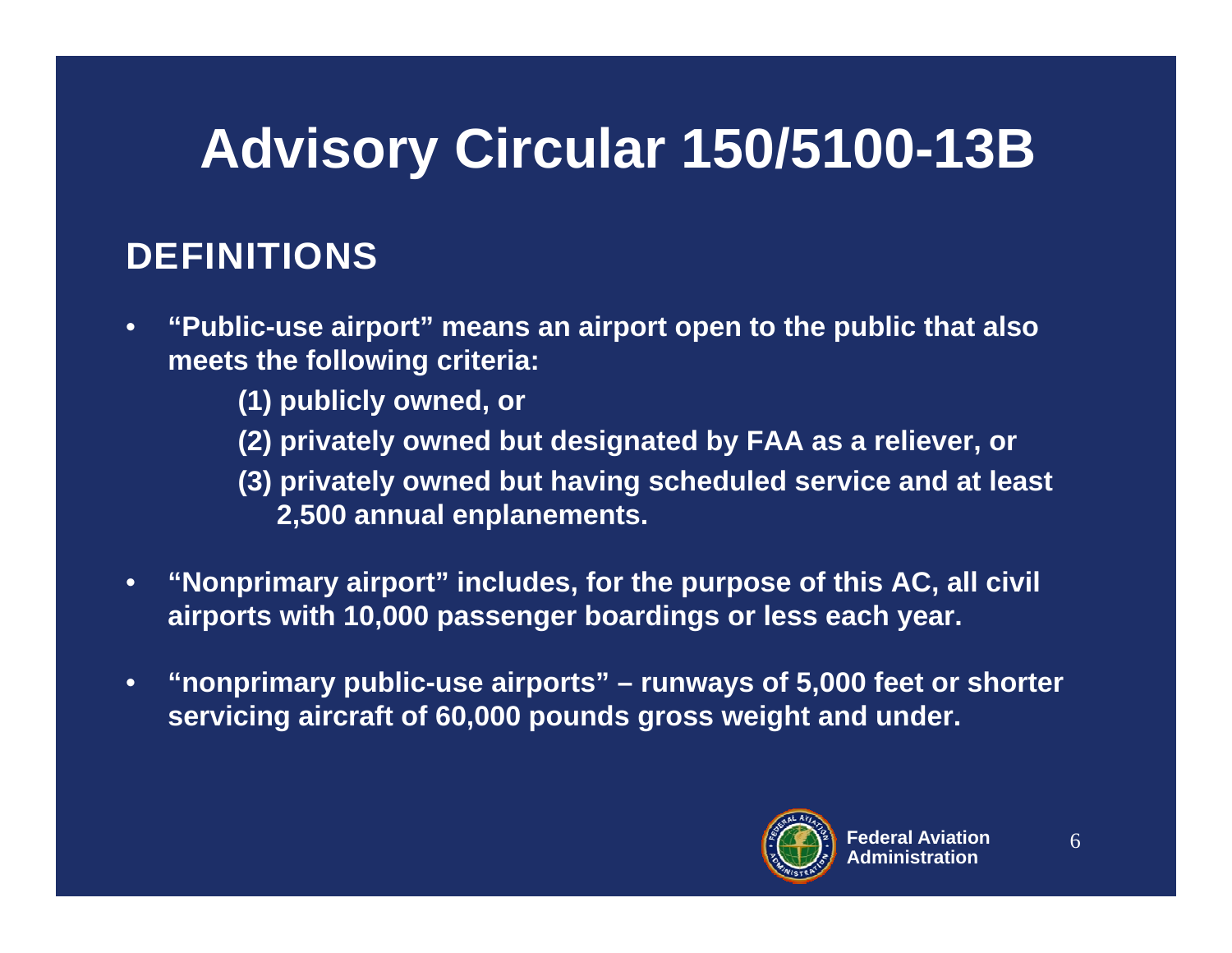# Advisory Circular 150/5100-13B

## DEFINITIONS

- **"Public-use airport" means an airport open to the public that also meets the following criteria:**
  - **(1) publicly owned, or**
  - **(2) privately owned but designated by FAA as a reliever, or**
  - **(3) privately owned but having scheduled service and at least 2,500 annual enplanements.**
- **"Nonprimary airport" includes, for the purpose of this AC, all civil airports with 10,000 passenger boardings or less each year.**
- **"nonprimary public-use airports" – runways of 5,000 feet or shorter servicing aircraft of 60,000 pounds gross weight and under.**

Federal Aviation Administration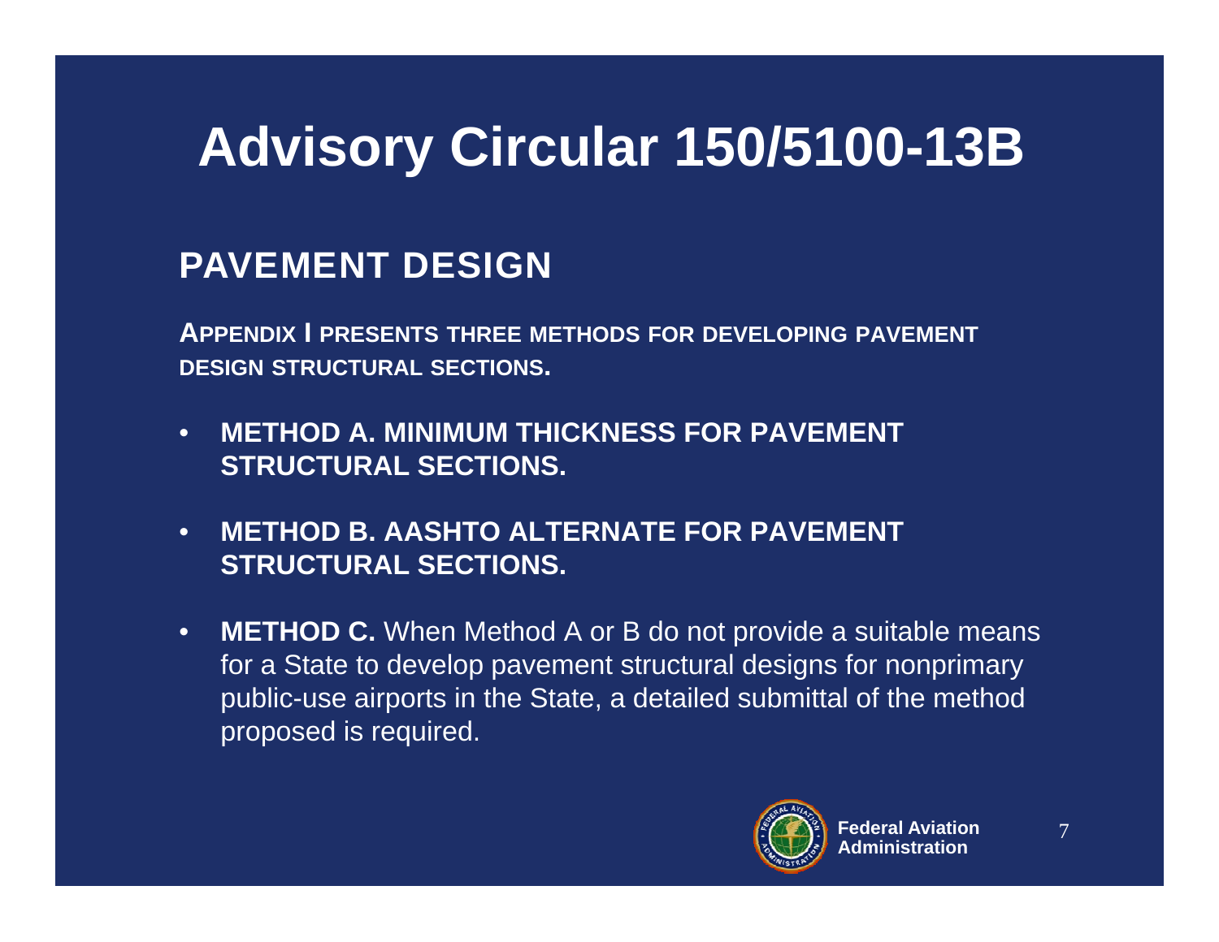# Advisory Circular 150/5100-13B

## PAVEMENT DESIGN

**APPENDIX I PRESENTS THREE METHODS FOR DEVELOPING PAVEMENT DESIGN STRUCTURAL SECTIONS.**

- **METHOD A. MINIMUM THICKNESS FOR PAVEMENT STRUCTURAL SECTIONS.**
- **METHOD B. AASHTO ALTERNATE FOR PAVEMENT STRUCTURAL SECTIONS.**
- **METHOD C.** When Method A or B do not provide a suitable means for a State to develop pavement structural designs for nonprimary public-use airports in the State, a detailed submittal of the method proposed is required.

Federal Aviation Administration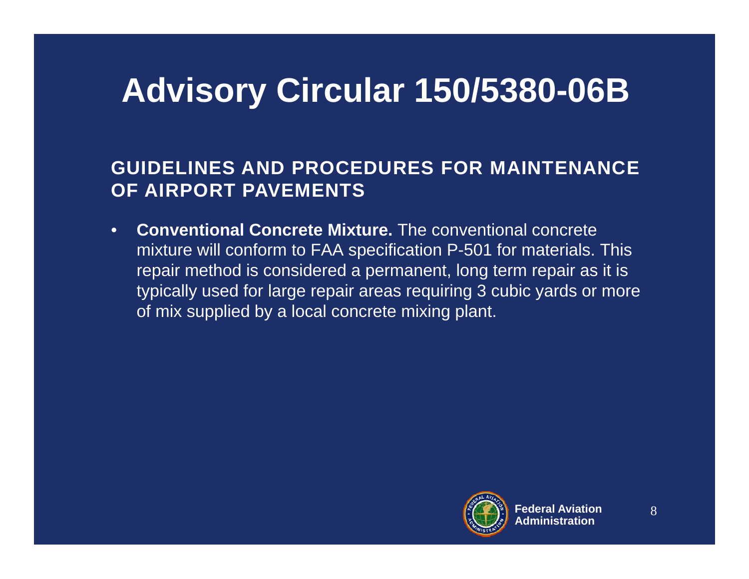# Advisory Circular 150/5380-06B

## GUIDELINES AND PROCEDURES FOR MAINTENANCE OF AIRPORT PAVEMENTS

- **Conventional Concrete Mixture.** The conventional concrete mixture will conform to FAA specification P-501 for materials. This repair method is considered a permanent, long term repair as it is typically used for large repair areas requiring 3 cubic yards or more of mix supplied by a local concrete mixing plant.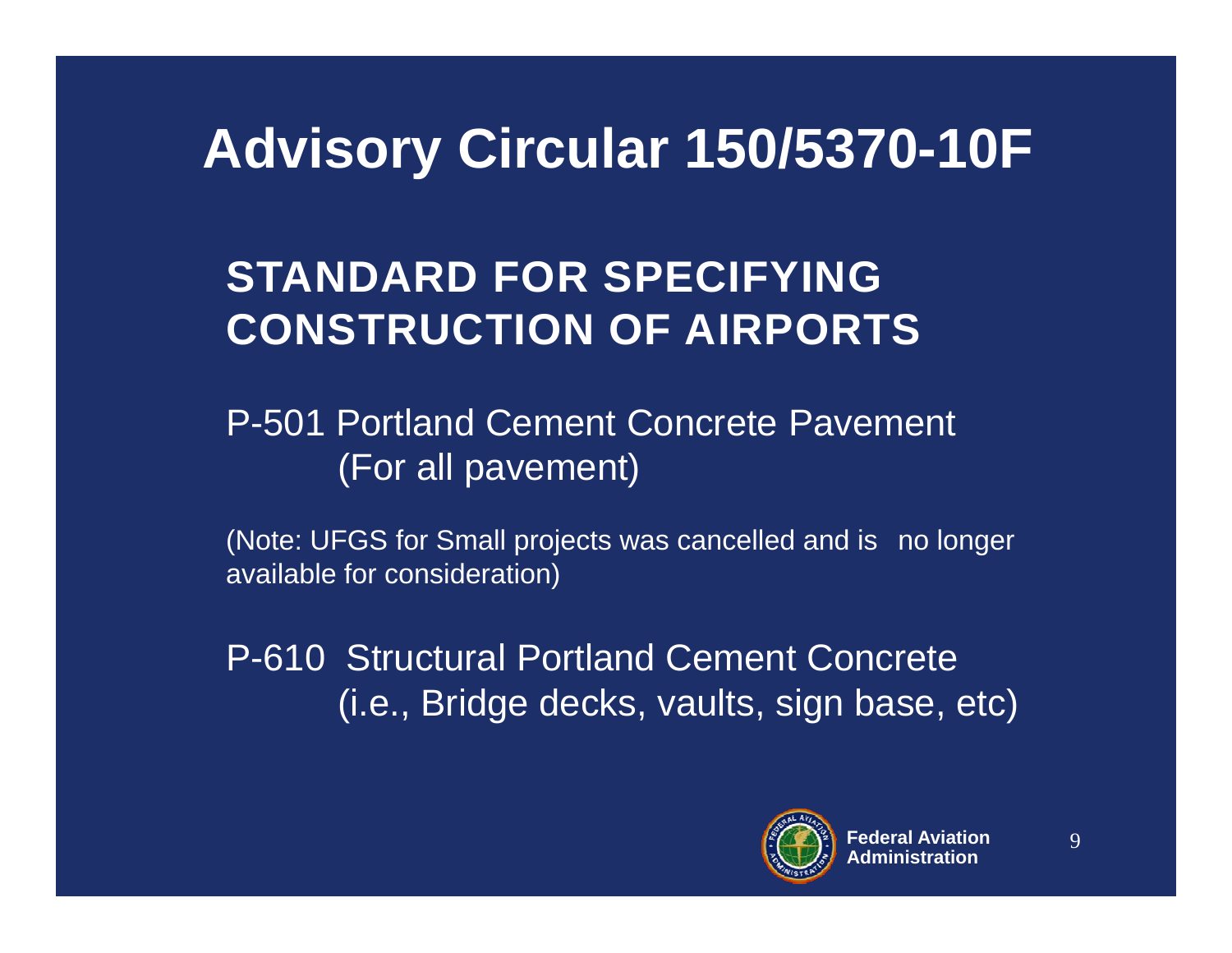# Advisory Circular 150/5370-10F

## STANDARD FOR SPECIFYING CONSTRUCTION OF AIRPORTS

P-501 Portland Cement Concrete Pavement
(For all pavement)

(Note: UFGS for Small projects was cancelled and is no longer available for consideration)

P-610 Structural Portland Cement Concrete
(i.e., Bridge decks, vaults, sign base, etc)

Federal Aviation Administration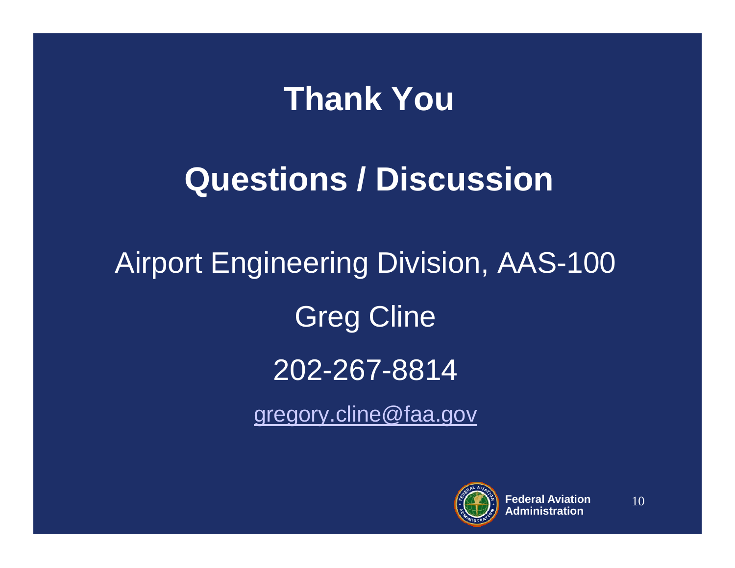# Thank You

# Questions / Discussion

Airport Engineering Division, AAS-100

Greg Cline

202-267-8814

gregory.cline@faa.gov

**Federal Aviation Administration**